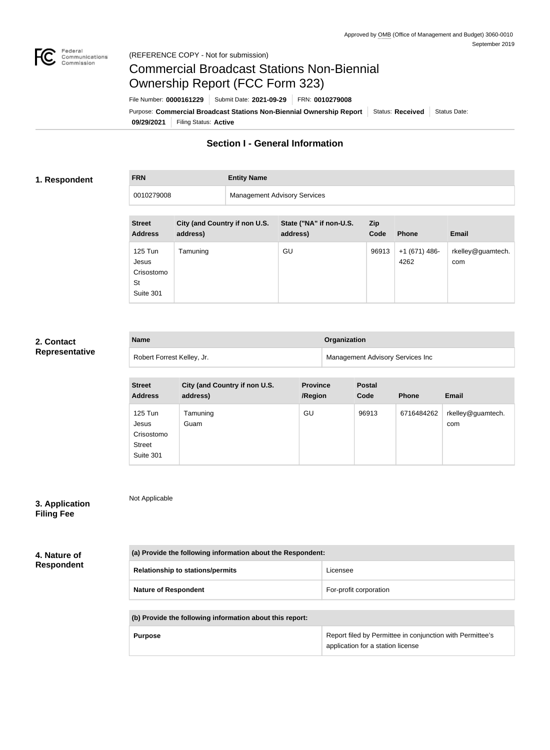Approved by OMB (Office of Management and Budget) 3060-0010
September 2019

(REFERENCE COPY - Not for submission)

# Commercial Broadcast Stations Non-Biennial Ownership Report (FCC Form 323)

File Number: **0000161229** | Submit Date: **2021-09-29** | FRN: **0010279008**

Purpose: **Commercial Broadcast Stations Non-Biennial Ownership Report** | Status: **Received** | Status Date: **09/29/2021** | Filing Status: **Active**

## Section I - General Information

### 1. Respondent

| FRN | Entity Name |
|---|---|
| 0010279008 | Management Advisory Services |

| Street Address | City (and Country if non U.S. address) | State ("NA" if non-U.S. address) | Zip Code | Phone | Email |
|---|---|---|---|---|---|
| 125 Tun Jesus Crisostomo St Suite 301 | Tamuning | GU | 96913 | +1 (671) 486-4262 | rkelley@guamtech.com |

### 2. Contact Representative

| Name | Organization |
|---|---|
| Robert Forrest Kelley, Jr. | Management Advisory Services Inc |

| Street Address | City (and Country if non U.S. address) | Province /Region | Postal Code | Phone | Email |
|---|---|---|---|---|---|
| 125 Tun Jesus Crisostomo Street Suite 301 | Tamuning Guam | GU | 96913 | 6716484262 | rkelley@guamtech.com |

### 3. Application Filing Fee

Not Applicable

### 4. Nature of Respondent

| (a) Provide the following information about the Respondent: | |
|---|---|
| Relationship to stations/permits | Licensee |
| Nature of Respondent | For-profit corporation |

| (b) Provide the following information about this report: | |
|---|---|
| Purpose | Report filed by Permittee in conjunction with Permittee's application for a station license |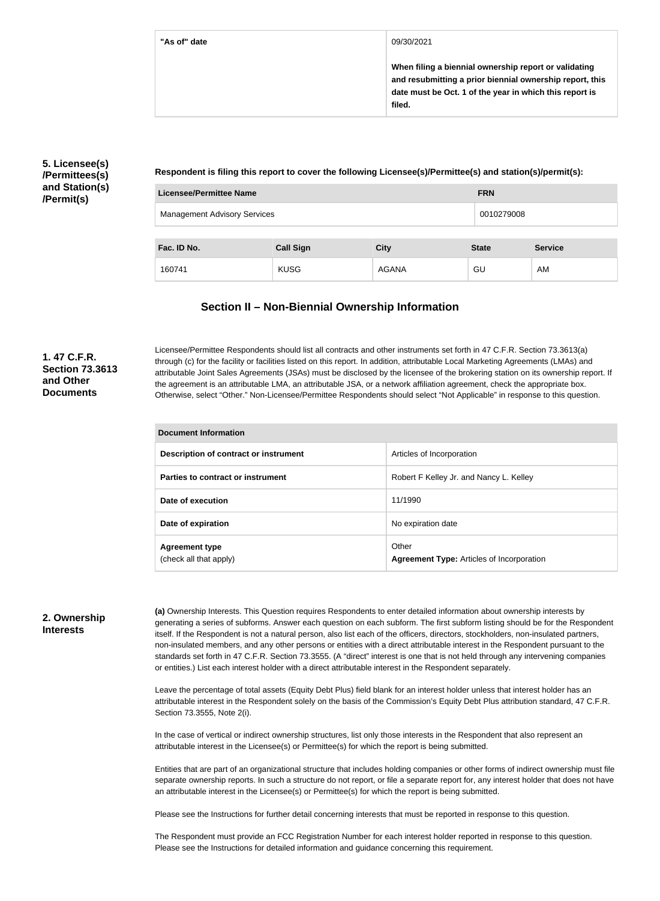| "As of" date | 09/30/2021<br><br>**When filing a biennial ownership report or validating and resubmitting a prior biennial ownership report, this date must be Oct. 1 of the year in which this report is filed.** |
| --- | --- |

**5. Licensee(s) /Permittees(s) and Station(s) /Permit(s)**

**Respondent is filing this report to cover the following Licensee(s)/Permittee(s) and station(s)/permit(s):**

| Licensee/Permittee Name | FRN |
| --- | --- |
| Management Advisory Services | 0010279008 |

| Fac. ID No. | Call Sign | City | State | Service |
| --- | --- | --- | --- | --- |
| 160741 | KUSG | AGANA | GU | AM |

## Section II – Non-Biennial Ownership Information

**1. 47 C.F.R. Section 73.3613 and Other Documents**

Licensee/Permittee Respondents should list all contracts and other instruments set forth in 47 C.F.R. Section 73.3613(a) through (c) for the facility or facilities listed on this report. In addition, attributable Local Marketing Agreements (LMAs) and attributable Joint Sales Agreements (JSAs) must be disclosed by the licensee of the brokering station on its ownership report. If the agreement is an attributable LMA, an attributable JSA, or a network affiliation agreement, check the appropriate box. Otherwise, select "Other." Non-Licensee/Permittee Respondents should select "Not Applicable" in response to this question.

| Document Information | |
| --- | --- |
| **Description of contract or instrument** | Articles of Incorporation |
| **Parties to contract or instrument** | Robert F Kelley Jr. and Nancy L. Kelley |
| **Date of execution** | 11/1990 |
| **Date of expiration** | No expiration date |
| **Agreement type** (check all that apply) | Other<br>**Agreement Type:** Articles of Incorporation |

**2. Ownership Interests**

**(a)** Ownership Interests. This Question requires Respondents to enter detailed information about ownership interests by generating a series of subforms. Answer each question on each subform. The first subform listing should be for the Respondent itself. If the Respondent is not a natural person, also list each of the officers, directors, stockholders, non-insulated partners, non-insulated members, and any other persons or entities with a direct attributable interest in the Respondent pursuant to the standards set forth in 47 C.F.R. Section 73.3555. (A "direct" interest is one that is not held through any intervening companies or entities.) List each interest holder with a direct attributable interest in the Respondent separately.

Leave the percentage of total assets (Equity Debt Plus) field blank for an interest holder unless that interest holder has an attributable interest in the Respondent solely on the basis of the Commission's Equity Debt Plus attribution standard, 47 C.F.R. Section 73.3555, Note 2(i).

In the case of vertical or indirect ownership structures, list only those interests in the Respondent that also represent an attributable interest in the Licensee(s) or Permittee(s) for which the report is being submitted.

Entities that are part of an organizational structure that includes holding companies or other forms of indirect ownership must file separate ownership reports. In such a structure do not report, or file a separate report for, any interest holder that does not have an attributable interest in the Licensee(s) or Permittee(s) for which the report is being submitted.

Please see the Instructions for further detail concerning interests that must be reported in response to this question.

The Respondent must provide an FCC Registration Number for each interest holder reported in response to this question. Please see the Instructions for detailed information and guidance concerning this requirement.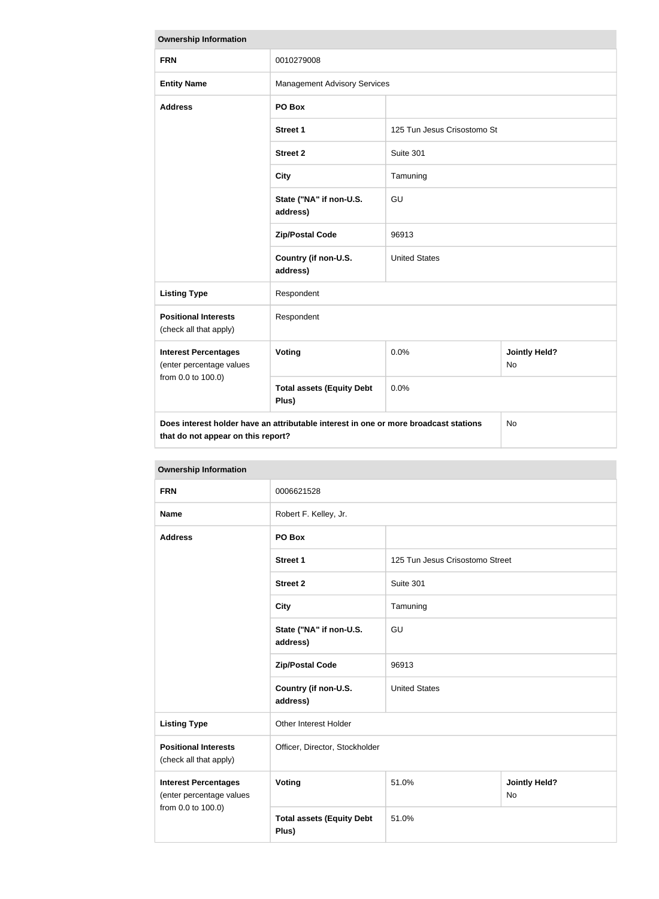| Ownership Information | | | |
|---|---|---|---|
| **FRN** | 0010279008 | | |
| **Entity Name** | Management Advisory Services | | |
| **Address** | **PO Box** | | |
| | **Street 1** | 125 Tun Jesus Crisostomo St | |
| | **Street 2** | Suite 301 | |
| | **City** | Tamuning | |
| | **State ("NA" if non-U.S. address)** | GU | |
| | **Zip/Postal Code** | 96913 | |
| | **Country (if non-U.S. address)** | United States | |
| **Listing Type** | Respondent | | |
| **Positional Interests** (check all that apply) | Respondent | | |
| **Interest Percentages** (enter percentage values from 0.0 to 100.0) | **Voting** | 0.0% | **Jointly Held?** No |
| | **Total assets (Equity Debt Plus)** | 0.0% | |
| **Does interest holder have an attributable interest in one or more broadcast stations that do not appear on this report?** | | | No |

| Ownership Information | | | |
|---|---|---|---|
| **FRN** | 0006621528 | | |
| **Name** | Robert F. Kelley, Jr. | | |
| **Address** | **PO Box** | | |
| | **Street 1** | 125 Tun Jesus Crisostomo Street | |
| | **Street 2** | Suite 301 | |
| | **City** | Tamuning | |
| | **State ("NA" if non-U.S. address)** | GU | |
| | **Zip/Postal Code** | 96913 | |
| | **Country (if non-U.S. address)** | United States | |
| **Listing Type** | Other Interest Holder | | |
| **Positional Interests** (check all that apply) | Officer, Director, Stockholder | | |
| **Interest Percentages** (enter percentage values from 0.0 to 100.0) | **Voting** | 51.0% | **Jointly Held?** No |
| | **Total assets (Equity Debt Plus)** | 51.0% | |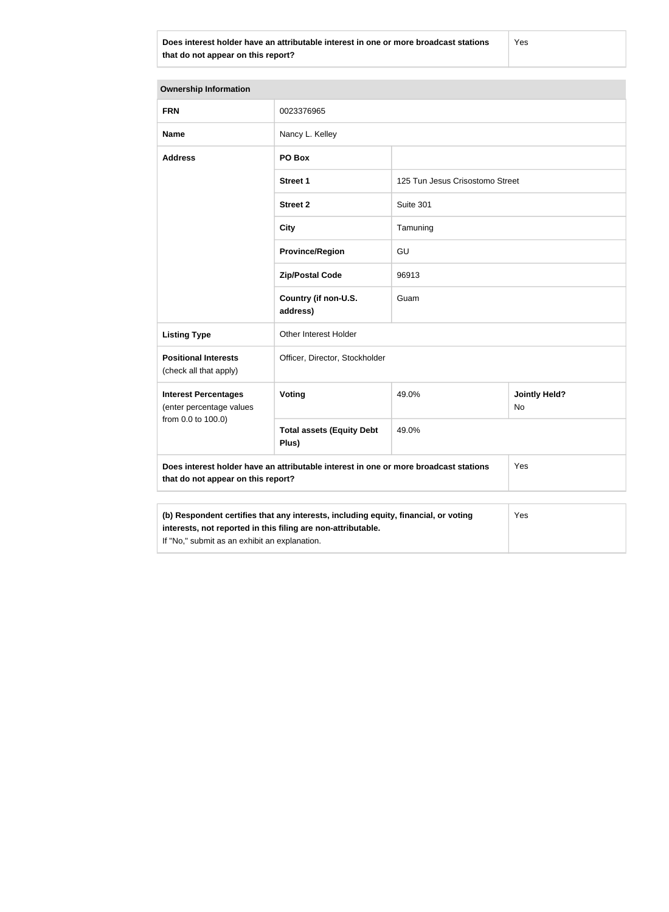| Does interest holder have an attributable interest in one or more broadcast stations that do not appear on this report? | Yes |
|---|---|

| Ownership Information | | | |
|---|---|---|---|
| **FRN** | 0023376965 | | |
| **Name** | Nancy L. Kelley | | |
| **Address** | **PO Box** | | |
| | **Street 1** | 125 Tun Jesus Crisostomo Street | |
| | **Street 2** | Suite 301 | |
| | **City** | Tamuning | |
| | **Province/Region** | GU | |
| | **Zip/Postal Code** | 96913 | |
| | **Country (if non-U.S. address)** | Guam | |
| **Listing Type** | Other Interest Holder | | |
| **Positional Interests** (check all that apply) | Officer, Director, Stockholder | | |
| **Interest Percentages** (enter percentage values from 0.0 to 100.0) | **Voting** | 49.0% | **Jointly Held?** No |
| | **Total assets (Equity Debt Plus)** | 49.0% | |
| **Does interest holder have an attributable interest in one or more broadcast stations that do not appear on this report?** | | | Yes |

| **(b) Respondent certifies that any interests, including equity, financial, or voting interests, not reported in this filing are non-attributable.** If "No," submit as an exhibit an explanation. | Yes |
|---|---|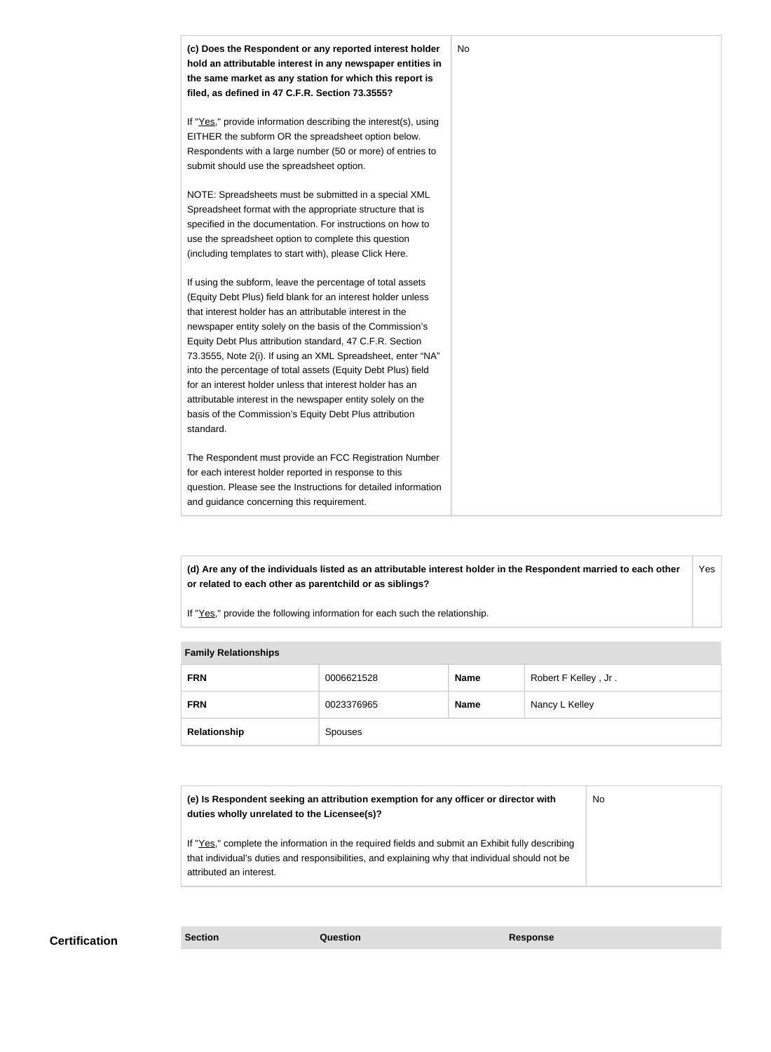| **(c) Does the Respondent or any reported interest holder hold an attributable interest in any newspaper entities in the same market as any station for which this report is filed, as defined in 47 C.F.R. Section 73.3555?**<br><br>If "Yes," provide information describing the interest(s), using EITHER the subform OR the spreadsheet option below. Respondents with a large number (50 or more) of entries to submit should use the spreadsheet option.<br><br>NOTE: Spreadsheets must be submitted in a special XML Spreadsheet format with the appropriate structure that is specified in the documentation. For instructions on how to use the spreadsheet option to complete this question (including templates to start with), please Click Here.<br><br>If using the subform, leave the percentage of total assets (Equity Debt Plus) field blank for an interest holder unless that interest holder has an attributable interest in the newspaper entity solely on the basis of the Commission's Equity Debt Plus attribution standard, 47 C.F.R. Section 73.3555, Note 2(i). If using an XML Spreadsheet, enter "NA" into the percentage of total assets (Equity Debt Plus) field for an interest holder unless that interest holder has an attributable interest in the newspaper entity solely on the basis of the Commission's Equity Debt Plus attribution standard.<br><br>The Respondent must provide an FCC Registration Number for each interest holder reported in response to this question. Please see the Instructions for detailed information and guidance concerning this requirement. | No |
|---|---|

| **(d) Are any of the individuals listed as an attributable interest holder in the Respondent married to each other or related to each other as parentchild or as siblings?**<br><br>If "Yes," provide the following information for each such the relationship. | Yes |
|---|---|

| **Family Relationships** | | | |
|---|---|---|---|
| **FRN** | 0006621528 | **Name** | Robert F Kelley , Jr . |
| **FRN** | 0023376965 | **Name** | Nancy L Kelley |
| **Relationship** | Spouses | | |

| **(e) Is Respondent seeking an attribution exemption for any officer or director with duties wholly unrelated to the Licensee(s)?**<br><br>If "Yes," complete the information in the required fields and submit an Exhibit fully describing that individual's duties and responsibilities, and explaining why that individual should not be attributed an interest. | No |
|---|---|

## Certification

| Section | Question | Response |
|---|---|---|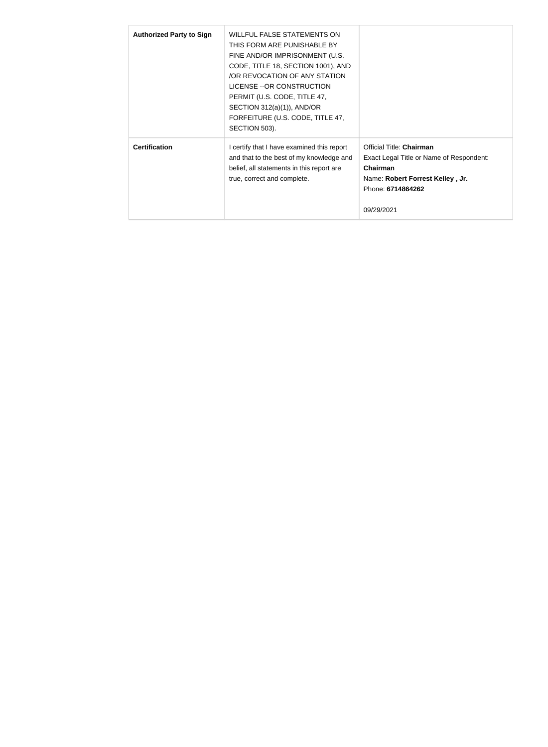| | | |
|---|---|---|
| **Authorized Party to Sign** | WILLFUL FALSE STATEMENTS ON THIS FORM ARE PUNISHABLE BY FINE AND/OR IMPRISONMENT (U.S. CODE, TITLE 18, SECTION 1001), AND /OR REVOCATION OF ANY STATION LICENSE --OR CONSTRUCTION PERMIT (U.S. CODE, TITLE 47, SECTION 312(a)(1)), AND/OR FORFEITURE (U.S. CODE, TITLE 47, SECTION 503). | |
| **Certification** | I certify that I have examined this report and that to the best of my knowledge and belief, all statements in this report are true, correct and complete. | Official Title: **Chairman**<br>Exact Legal Title or Name of Respondent: **Chairman**<br>Name: **Robert Forrest Kelley , Jr.**<br>Phone: **6714864262**<br><br>09/29/2021 |